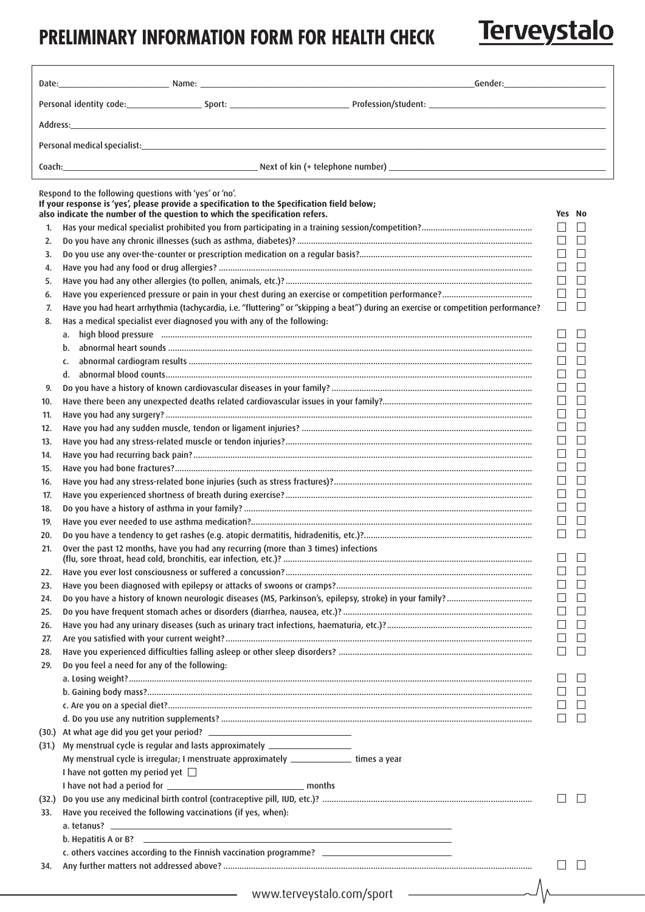# PRELIMINARY INFORMATION FORM FOR HEALTH CHECK

**Terveystalo**

Date: \_\_\_\_\_\_\_\_\_\_ Name: \_\_\_\_\_\_\_\_\_\_ Gender: \_\_\_\_\_\_\_\_\_\_

Personal identity code: \_\_\_\_\_\_\_\_\_\_ Sport: \_\_\_\_\_\_\_\_\_\_ Profession/student: \_\_\_\_\_\_\_\_\_\_

Address: \_\_\_\_\_\_\_\_\_\_

Personal medical specialist: \_\_\_\_\_\_\_\_\_\_

Coach: \_\_\_\_\_\_\_\_\_\_ Next of kin (+ telephone number) \_\_\_\_\_\_\_\_\_\_

Respond to the following questions with 'yes' or 'no'.
**If your response is 'yes', please provide a specification to the Specification field below; also indicate the number of the question to which the specification refers.**

| | | Yes | No |
|---|---|---|---|
| 1. | Has your medical specialist prohibited you from participating in a training session/competition? | ☐ | ☐ |
| 2. | Do you have any chronic illnesses (such as asthma, diabetes)? | ☐ | ☐ |
| 3. | Do you use any over-the-counter or prescription medication on a regular basis? | ☐ | ☐ |
| 4. | Have you had any food or drug allergies? | ☐ | ☐ |
| 5. | Have you had any other allergies (to pollen, animals, etc.)? | ☐ | ☐ |
| 6. | Have you experienced pressure or pain in your chest during an exercise or competition performance? | ☐ | ☐ |
| 7. | Have you had heart arrhythmia (tachycardia, i.e. "fluttering" or "skipping a beat") during an exercise or competition performance? | ☐ | ☐ |
| 8. | Has a medical specialist ever diagnosed you with any of the following: | | |
| | a. high blood pressure | ☐ | ☐ |
| | b. abnormal heart sounds | ☐ | ☐ |
| | c. abnormal cardiogram results | ☐ | ☐ |
| | d. abnormal blood counts | ☐ | ☐ |
| 9. | Do you have a history of known cardiovascular diseases in your family? | ☐ | ☐ |
| 10. | Have there been any unexpected deaths related cardiovascular issues in your family? | ☐ | ☐ |
| 11. | Have you had any surgery? | ☐ | ☐ |
| 12. | Have you had any sudden muscle, tendon or ligament injuries? | ☐ | ☐ |
| 13. | Have you had any stress-related muscle or tendon injuries? | ☐ | ☐ |
| 14. | Have you had recurring back pain? | ☐ | ☐ |
| 15. | Have you had bone fractures? | ☐ | ☐ |
| 16. | Have you had any stress-related bone injuries (such as stress fractures)? | ☐ | ☐ |
| 17. | Have you experienced shortness of breath during exercise? | ☐ | ☐ |
| 18. | Do you have a history of asthma in your family? | ☐ | ☐ |
| 19. | Have you ever needed to use asthma medication? | ☐ | ☐ |
| 20. | Do you have a tendency to get rashes (e.g. atopic dermatitis, hidradenitis, etc.)? | ☐ | ☐ |
| 21. | Over the past 12 months, have you had any recurring (more than 3 times) infections (flu, sore throat, head cold, bronchitis, ear infection, etc.)? | ☐ | ☐ |
| 22. | Have you ever lost consciousness or suffered a concussion? | ☐ | ☐ |
| 23. | Have you been diagnosed with epilepsy or attacks of swoons or cramps? | ☐ | ☐ |
| 24. | Do you have a history of known neurologic diseases (MS, Parkinson's, epilepsy, stroke) in your family? | ☐ | ☐ |
| 25. | Do you have frequent stomach aches or disorders (diarrhea, nausea, etc.)? | ☐ | ☐ |
| 26. | Have you had any urinary diseases (such as urinary tract infections, haematuria, etc.)? | ☐ | ☐ |
| 27. | Are you satisfied with your current weight? | ☐ | ☐ |
| 28. | Have you experienced difficulties falling asleep or other sleep disorders? | ☐ | ☐ |
| 29. | Do you feel a need for any of the following: | | |
| | a. Losing weight? | ☐ | ☐ |
| | b. Gaining body mass? | ☐ | ☐ |
| | c. Are you on a special diet? | ☐ | ☐ |
| | d. Do you use any nutrition supplements? | ☐ | ☐ |

(30.) At what age did you get your period? \_\_\_\_\_\_\_\_\_\_

(31.) My menstrual cycle is regular and lasts approximately \_\_\_\_\_\_\_\_\_\_

My menstrual cycle is irregular; I menstruate approximately \_\_\_\_\_\_\_\_\_\_ times a year

I have not gotten my period yet ☐

I have not had a period for \_\_\_\_\_\_\_\_\_\_ months

(32.) Do you use any medicinal birth control (contraceptive pill, IUD, etc.)? ☐ ☐

33. Have you received the following vaccinations (if yes, when):

a. tetanus? \_\_\_\_\_\_\_\_\_\_

b. Hepatitis A or B? \_\_\_\_\_\_\_\_\_\_

c. others vaccines according to the Finnish vaccination programme? \_\_\_\_\_\_\_\_\_\_

34. Any further matters not addressed above? ☐ ☐

www.terveystalo.com/sport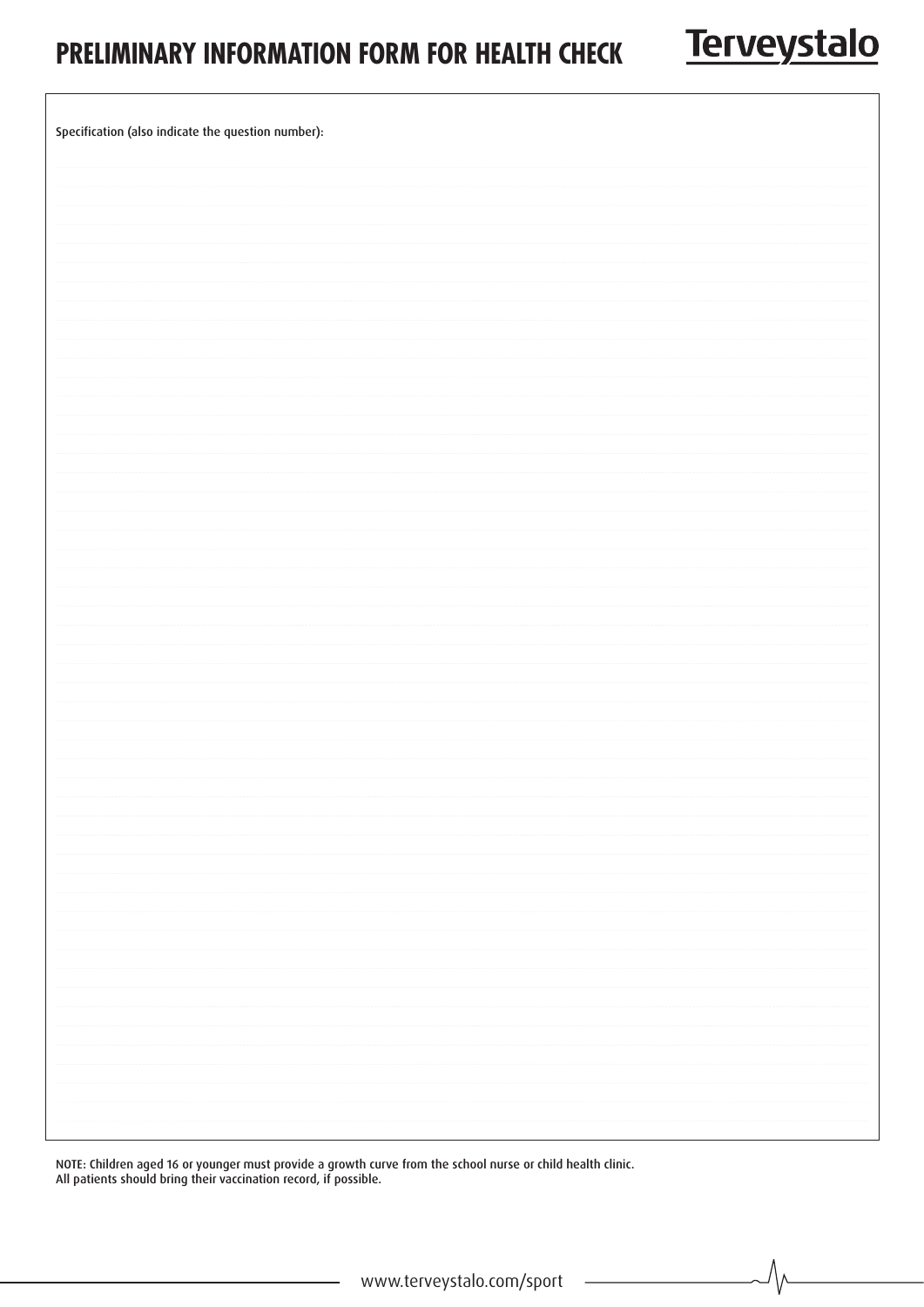# PRELIMINARY INFORMATION FORM FOR HEALTH CHECK

Terveystalo

Specification (also indicate the question number):

NOTE: Children aged 16 or younger must provide a growth curve from the school nurse or child health clinic.
All patients should bring their vaccination record, if possible.

www.terveystalo.com/sport